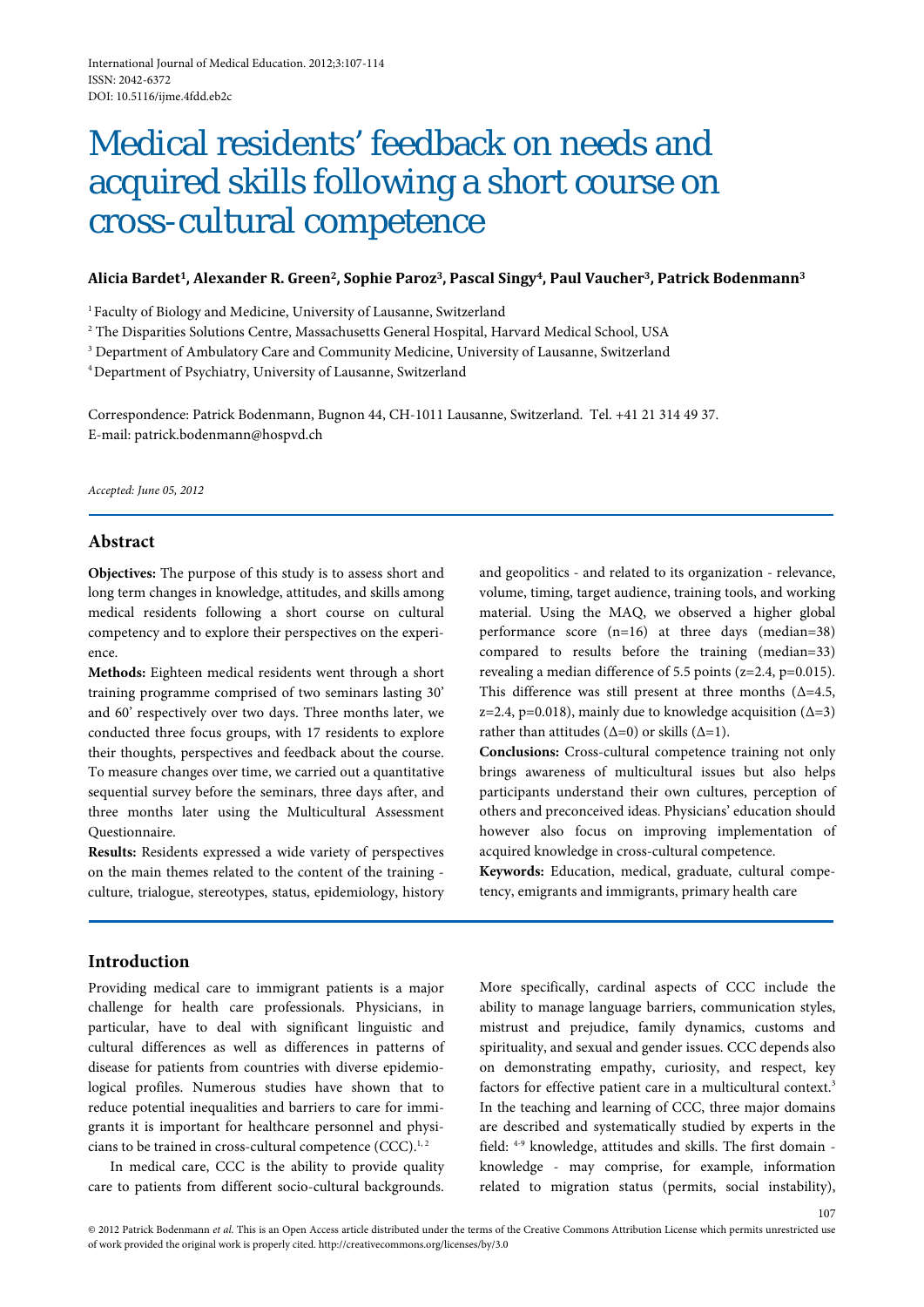International Journal of Medical Education. 2012;3:107-114
ISSN: 2042-6372
DOI: 10.5116/ijme.4fdd.eb2c

# Medical residents' feedback on needs and acquired skills following a short course on cross-cultural competence

**Alicia Bardet[1], Alexander R. Green[2], Sophie Paroz[3], Pascal Singy[4], Paul Vaucher[3], Patrick Bodenmann[3]**

[1] Faculty of Biology and Medicine, University of Lausanne, Switzerland
[2] The Disparities Solutions Centre, Massachusetts General Hospital, Harvard Medical School, USA
[3] Department of Ambulatory Care and Community Medicine, University of Lausanne, Switzerland
[4] Department of Psychiatry, University of Lausanne, Switzerland

Correspondence: Patrick Bodenmann, Bugnon 44, CH-1011 Lausanne, Switzerland. Tel. +41 21 314 49 37.
E-mail: patrick.bodenmann@hospvd.ch

*Accepted: June 05, 2012*

## Abstract

**Objectives:** The purpose of this study is to assess short and long term changes in knowledge, attitudes, and skills among medical residents following a short course on cultural competency and to explore their perspectives on the experience.

**Methods:** Eighteen medical residents went through a short training programme comprised of two seminars lasting 30' and 60' respectively over two days. Three months later, we conducted three focus groups, with 17 residents to explore their thoughts, perspectives and feedback about the course. To measure changes over time, we carried out a quantitative sequential survey before the seminars, three days after, and three months later using the Multicultural Assessment Questionnaire.

**Results:** Residents expressed a wide variety of perspectives on the main themes related to the content of the training - culture, trialogue, stereotypes, status, epidemiology, history and geopolitics - and related to its organization - relevance, volume, timing, target audience, training tools, and working material. Using the MAQ, we observed a higher global performance score (n=16) at three days (median=38) compared to results before the training (median=33) revealing a median difference of 5.5 points (z=2.4, p=0.015). This difference was still present at three months (Δ=4.5, z=2.4, p=0.018), mainly due to knowledge acquisition (Δ=3) rather than attitudes (Δ=0) or skills (Δ=1).

**Conclusions:** Cross-cultural competence training not only brings awareness of multicultural issues but also helps participants understand their own cultures, perception of others and preconceived ideas. Physicians' education should however also focus on improving implementation of acquired knowledge in cross-cultural competence.

**Keywords:** Education, medical, graduate, cultural competency, emigrants and immigrants, primary health care

## Introduction

Providing medical care to immigrant patients is a major challenge for health care professionals. Physicians, in particular, have to deal with significant linguistic and cultural differences as well as differences in patterns of disease for patients from countries with diverse epidemiological profiles. Numerous studies have shown that to reduce potential inequalities and barriers to care for immigrants it is important for healthcare personnel and physicians to be trained in cross-cultural competence (CCC).[1,2]

In medical care, CCC is the ability to provide quality care to patients from different socio-cultural backgrounds. More specifically, cardinal aspects of CCC include the ability to manage language barriers, communication styles, mistrust and prejudice, family dynamics, customs and spirituality, and sexual and gender issues. CCC depends also on demonstrating empathy, curiosity, and respect, key factors for effective patient care in a multicultural context.[3] In the teaching and learning of CCC, three major domains are described and systematically studied by experts in the field: [4-9] knowledge, attitudes and skills. The first domain - knowledge - may comprise, for example, information related to migration status (permits, social instability),

© 2012 Patrick Bodenmann *et al.* This is an Open Access article distributed under the terms of the Creative Commons Attribution License which permits unrestricted use of work provided the original work is properly cited. http://creativecommons.org/licenses/by/3.0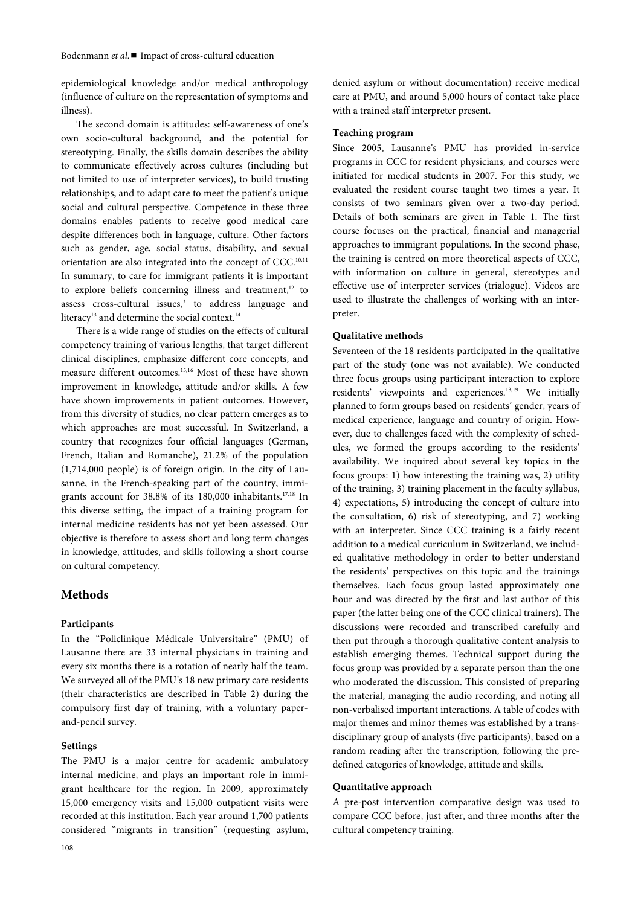epidemiological knowledge and/or medical anthropology (influence of culture on the representation of symptoms and illness).

The second domain is attitudes: self-awareness of one's own socio-cultural background, and the potential for stereotyping. Finally, the skills domain describes the ability to communicate effectively across cultures (including but not limited to use of interpreter services), to build trusting relationships, and to adapt care to meet the patient's unique social and cultural perspective. Competence in these three domains enables patients to receive good medical care despite differences both in language, culture. Other factors such as gender, age, social status, disability, and sexual orientation are also integrated into the concept of CCC.[10,11] In summary, to care for immigrant patients it is important to explore beliefs concerning illness and treatment,[12] to assess cross-cultural issues,[3] to address language and literacy[13] and determine the social context.[14]

There is a wide range of studies on the effects of cultural competency training of various lengths, that target different clinical disciplines, emphasize different core concepts, and measure different outcomes.[15,16] Most of these have shown improvement in knowledge, attitude and/or skills. A few have shown improvements in patient outcomes. However, from this diversity of studies, no clear pattern emerges as to which approaches are most successful. In Switzerland, a country that recognizes four official languages (German, French, Italian and Romanche), 21.2% of the population (1,714,000 people) is of foreign origin. In the city of Lausanne, in the French-speaking part of the country, immigrants account for 38.8% of its 180,000 inhabitants.[17,18] In this diverse setting, the impact of a training program for internal medicine residents has not yet been assessed. Our objective is therefore to assess short and long term changes in knowledge, attitudes, and skills following a short course on cultural competency.

## Methods

### Participants

In the "Policlinique Médicale Universitaire" (PMU) of Lausanne there are 33 internal physicians in training and every six months there is a rotation of nearly half the team. We surveyed all of the PMU's 18 new primary care residents (their characteristics are described in Table 2) during the compulsory first day of training, with a voluntary paper-and-pencil survey.

### Settings

The PMU is a major centre for academic ambulatory internal medicine, and plays an important role in immigrant healthcare for the region. In 2009, approximately 15,000 emergency visits and 15,000 outpatient visits were recorded at this institution. Each year around 1,700 patients considered "migrants in transition" (requesting asylum, denied asylum or without documentation) receive medical care at PMU, and around 5,000 hours of contact take place with a trained staff interpreter present.

### Teaching program

Since 2005, Lausanne's PMU has provided in-service programs in CCC for resident physicians, and courses were initiated for medical students in 2007. For this study, we evaluated the resident course taught two times a year. It consists of two seminars given over a two-day period. Details of both seminars are given in Table 1. The first course focuses on the practical, financial and managerial approaches to immigrant populations. In the second phase, the training is centred on more theoretical aspects of CCC, with information on culture in general, stereotypes and effective use of interpreter services (trialogue). Videos are used to illustrate the challenges of working with an interpreter.

### Qualitative methods

Seventeen of the 18 residents participated in the qualitative part of the study (one was not available). We conducted three focus groups using participant interaction to explore residents' viewpoints and experiences.[13,19] We initially planned to form groups based on residents' gender, years of medical experience, language and country of origin. However, due to challenges faced with the complexity of schedules, we formed the groups according to the residents' availability. We inquired about several key topics in the focus groups: 1) how interesting the training was, 2) utility of the training, 3) training placement in the faculty syllabus, 4) expectations, 5) introducing the concept of culture into the consultation, 6) risk of stereotyping, and 7) working with an interpreter. Since CCC training is a fairly recent addition to a medical curriculum in Switzerland, we included qualitative methodology in order to better understand the residents' perspectives on this topic and the trainings themselves. Each focus group lasted approximately one hour and was directed by the first and last author of this paper (the latter being one of the CCC clinical trainers). The discussions were recorded and transcribed carefully and then put through a thorough qualitative content analysis to establish emerging themes. Technical support during the focus group was provided by a separate person than the one who moderated the discussion. This consisted of preparing the material, managing the audio recording, and noting all non-verbalised important interactions. A table of codes with major themes and minor themes was established by a transdisciplinary group of analysts (five participants), based on a random reading after the transcription, following the predefined categories of knowledge, attitude and skills.

### Quantitative approach

A pre-post intervention comparative design was used to compare CCC before, just after, and three months after the cultural competency training.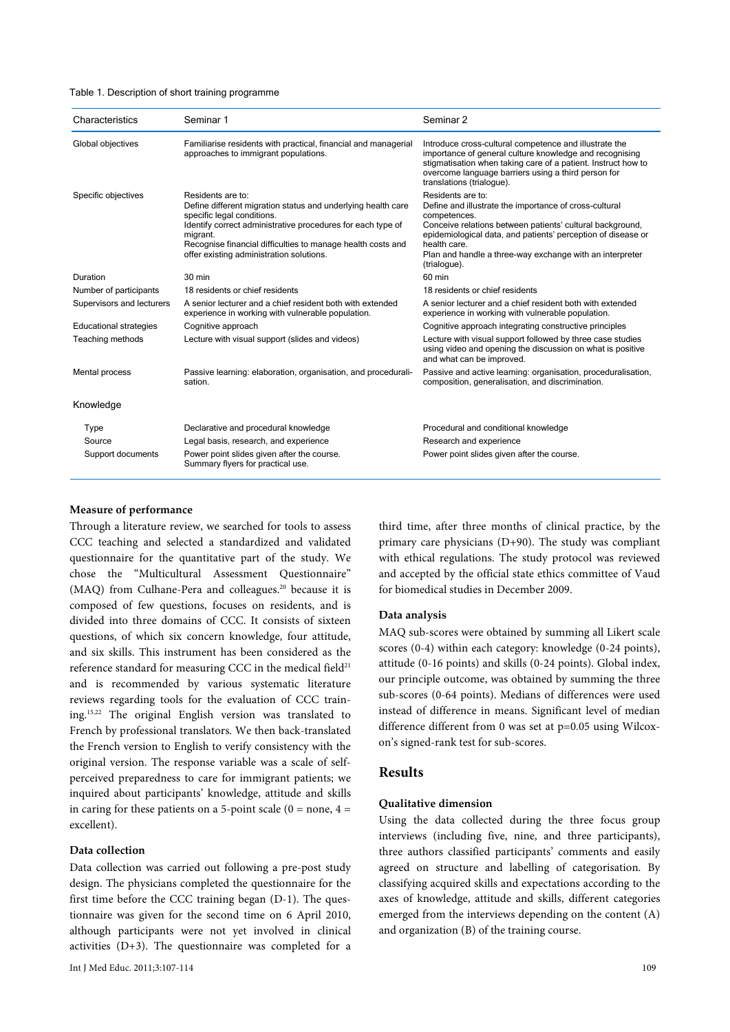Table 1. Description of short training programme

| Characteristics | Seminar 1 | Seminar 2 |
|---|---|---|
| Global objectives | Familiarise residents with practical, financial and managerial approaches to immigrant populations. | Introduce cross-cultural competence and illustrate the importance of general culture knowledge and recognising stigmatisation when taking care of a patient. Instruct how to overcome language barriers using a third person for translations (trialogue). |
| Specific objectives | Residents are to: Define different migration status and underlying health care specific legal conditions. Identify correct administrative procedures for each type of migrant. Recognise financial difficulties to manage health costs and offer existing administration solutions. | Residents are to: Define and illustrate the importance of cross-cultural competences. Conceive relations between patients' cultural background, epidemiological data, and patients' perception of disease or health care. Plan and handle a three-way exchange with an interpreter (trialogue). |
| Duration | 30 min | 60 min |
| Number of participants | 18 residents or chief residents | 18 residents or chief residents |
| Supervisors and lecturers | A senior lecturer and a chief resident both with extended experience in working with vulnerable population. | A senior lecturer and a chief resident both with extended experience in working with vulnerable population. |
| Educational strategies | Cognitive approach | Cognitive approach integrating constructive principles |
| Teaching methods | Lecture with visual support (slides and videos) | Lecture with visual support followed by three case studies using video and opening the discussion on what is positive and what can be improved. |
| Mental process | Passive learning: elaboration, organisation, and proceduralisation. | Passive and active learning: organisation, proceduralisation, composition, generalisation, and discrimination. |
| Knowledge | | |
| Type | Declarative and procedural knowledge | Procedural and conditional knowledge |
| Source | Legal basis, research, and experience | Research and experience |
| Support documents | Power point slides given after the course. Summary flyers for practical use. | Power point slides given after the course. |

#### Measure of performance

Through a literature review, we searched for tools to assess CCC teaching and selected a standardized and validated questionnaire for the quantitative part of the study. We chose the "Multicultural Assessment Questionnaire" (MAQ) from Culhane-Pera and colleagues.[20] because it is composed of few questions, focuses on residents, and is divided into three domains of CCC. It consists of sixteen questions, of which six concern knowledge, four attitude, and six skills. This instrument has been considered as the reference standard for measuring CCC in the medical field[21] and is recommended by various systematic literature reviews regarding tools for the evaluation of CCC training.[15,22] The original English version was translated to French by professional translators. We then back-translated the French version to English to verify consistency with the original version. The response variable was a scale of self-perceived preparedness to care for immigrant patients; we inquired about participants' knowledge, attitude and skills in caring for these patients on a 5-point scale (0 = none, 4 = excellent).

#### Data collection

Data collection was carried out following a pre-post study design. The physicians completed the questionnaire for the first time before the CCC training began (D-1). The questionnaire was given for the second time on 6 April 2010, although participants were not yet involved in clinical activities (D+3). The questionnaire was completed for a third time, after three months of clinical practice, by the primary care physicians (D+90). The study was compliant with ethical regulations. The study protocol was reviewed and accepted by the official state ethics committee of Vaud for biomedical studies in December 2009.

#### Data analysis

MAQ sub-scores were obtained by summing all Likert scale scores (0-4) within each category: knowledge (0-24 points), attitude (0-16 points) and skills (0-24 points). Global index, our principle outcome, was obtained by summing the three sub-scores (0-64 points). Medians of differences were used instead of difference in means. Significant level of median difference different from 0 was set at $p=0.05$ using Wilcoxon's signed-rank test for sub-scores.

## Results

#### Qualitative dimension

Using the data collected during the three focus group interviews (including five, nine, and three participants), three authors classified participants' comments and easily agreed on structure and labelling of categorisation. By classifying acquired skills and expectations according to the axes of knowledge, attitude and skills, different categories emerged from the interviews depending on the content (A) and organization (B) of the training course.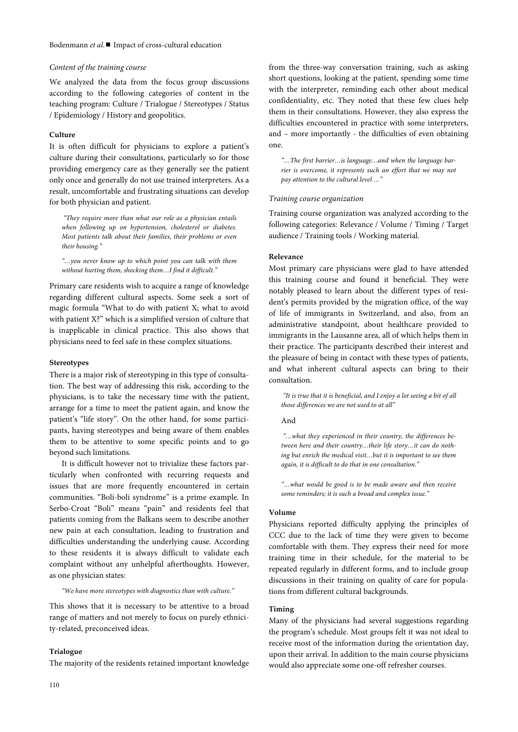### *Content of the training course*

We analyzed the data from the focus group discussions according to the following categories of content in the teaching program: Culture / Trialogue / Stereotypes / Status / Epidemiology / History and geopolitics.

#### Culture

It is often difficult for physicians to explore a patient's culture during their consultations, particularly so for those providing emergency care as they generally see the patient only once and generally do not use trained interpreters. As a result, uncomfortable and frustrating situations can develop for both physician and patient.

> *"They require more than what our role as a physician entails when following up on hypertension, cholesterol or diabetes. Most patients talk about their families, their problems or even their housing."*

> *"…you never know up to which point you can talk with them without hurting them, shocking them…I find it difficult."*

Primary care residents wish to acquire a range of knowledge regarding different cultural aspects. Some seek a sort of magic formula "What to do with patient X; what to avoid with patient X?" which is a simplified version of culture that is inapplicable in clinical practice. This also shows that physicians need to feel safe in these complex situations.

#### Stereotypes

There is a major risk of stereotyping in this type of consultation. The best way of addressing this risk, according to the physicians, is to take the necessary time with the patient, arrange for a time to meet the patient again, and know the patient's "life story". On the other hand, for some participants, having stereotypes and being aware of them enables them to be attentive to some specific points and to go beyond such limitations.

It is difficult however not to trivialize these factors particularly when confronted with recurring requests and issues that are more frequently encountered in certain communities. "Boli-boli syndrome" is a prime example. In Serbo-Croat "Boli" means "pain" and residents feel that patients coming from the Balkans seem to describe another new pain at each consultation, leading to frustration and difficulties understanding the underlying cause. According to these residents it is always difficult to validate each complaint without any unhelpful afterthoughts. However, as one physician states:

> *"We have more stereotypes with diagnostics than with culture."*

This shows that it is necessary to be attentive to a broad range of matters and not merely to focus on purely ethnicity-related, preconceived ideas.

#### Trialogue

The majority of the residents retained important knowledge from the three-way conversation training, such as asking short questions, looking at the patient, spending some time with the interpreter, reminding each other about medical confidentiality, etc. They noted that these few clues help them in their consultations. However, they also express the difficulties encountered in practice with some interpreters, and – more importantly - the difficulties of even obtaining one.

> *"…The first barrier…is language…and when the language barrier is overcome, it represents such an effort that we may not pay attention to the cultural level …"*

### *Training course organization*

Training course organization was analyzed according to the following categories: Relevance / Volume / Timing / Target audience / Training tools / Working material.

#### Relevance

Most primary care physicians were glad to have attended this training course and found it beneficial. They were notably pleased to learn about the different types of resident's permits provided by the migration office, of the way of life of immigrants in Switzerland, and also, from an administrative standpoint, about healthcare provided to immigrants in the Lausanne area, all of which helps them in their practice. The participants described their interest and the pleasure of being in contact with these types of patients, and what inherent cultural aspects can bring to their consultation.

> *"It is true that it is beneficial, and I enjoy a lot seeing a bit of all those differences we are not used to at all"*

And

> *"…what they experienced in their country, the differences between here and their country…their life story…it can do nothing but enrich the medical visit…but it is important to see them again, it is difficult to do that in one consultation."*

> *"…what would be good is to be made aware and then receive some reminders; it is such a broad and complex issue."*

#### Volume

Physicians reported difficulty applying the principles of CCC due to the lack of time they were given to become comfortable with them. They express their need for more training time in their schedule, for the material to be repeated regularly in different forms, and to include group discussions in their training on quality of care for populations from different cultural backgrounds.

#### Timing

Many of the physicians had several suggestions regarding the program's schedule. Most groups felt it was not ideal to receive most of the information during the orientation day, upon their arrival. In addition to the main course physicians would also appreciate some one-off refresher courses.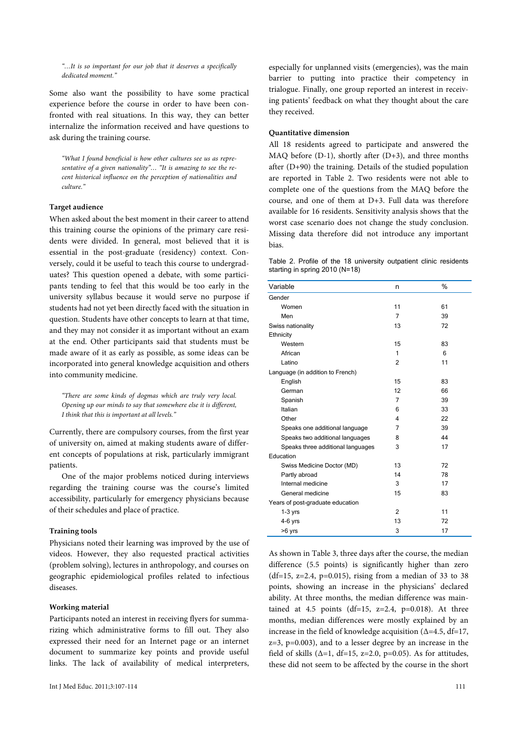*"…It is so important for our job that it deserves a specifically dedicated moment."*

Some also want the possibility to have some practical experience before the course in order to have been confronted with real situations. In this way, they can better internalize the information received and have questions to ask during the training course.

*"What I found beneficial is how other cultures see us as representative of a given nationality"… "It is amazing to see the recent historical influence on the perception of nationalities and culture."*

**Target audience**

When asked about the best moment in their career to attend this training course the opinions of the primary care residents were divided. In general, most believed that it is essential in the post-graduate (residency) context. Conversely, could it be useful to teach this course to undergraduates? This question opened a debate, with some participants tending to feel that this would be too early in the university syllabus because it would serve no purpose if students had not yet been directly faced with the situation in question. Students have other concepts to learn at that time, and they may not consider it as important without an exam at the end. Other participants said that students must be made aware of it as early as possible, as some ideas can be incorporated into general knowledge acquisition and others into community medicine.

*"There are some kinds of dogmas which are truly very local. Opening up our minds to say that somewhere else it is different, I think that this is important at all levels."*

Currently, there are compulsory courses, from the first year of university on, aimed at making students aware of different concepts of populations at risk, particularly immigrant patients.

One of the major problems noticed during interviews regarding the training course was the course's limited accessibility, particularly for emergency physicians because of their schedules and place of practice.

**Training tools**

Physicians noted their learning was improved by the use of videos. However, they also requested practical activities (problem solving), lectures in anthropology, and courses on geographic epidemiological profiles related to infectious diseases.

**Working material**

Participants noted an interest in receiving flyers for summarizing which administrative forms to fill out. They also expressed their need for an Internet page or an internet document to summarize key points and provide useful links. The lack of availability of medical interpreters, especially for unplanned visits (emergencies), was the main barrier to putting into practice their competency in trialogue. Finally, one group reported an interest in receiving patients' feedback on what they thought about the care they received.

**Quantitative dimension**

All 18 residents agreed to participate and answered the MAQ before (D-1), shortly after (D+3), and three months after (D+90) the training. Details of the studied population are reported in Table 2. Two residents were not able to complete one of the questions from the MAQ before the course, and one of them at D+3. Full data was therefore available for 16 residents. Sensitivity analysis shows that the worst case scenario does not change the study conclusion. Missing data therefore did not introduce any important bias.

Table 2. Profile of the 18 university outpatient clinic residents starting in spring 2010 (N=18)

| Variable | n | % |
|---|---|---|
| Gender | | |
| Women | 11 | 61 |
| Men | 7 | 39 |
| Swiss nationality | 13 | 72 |
| Ethnicity | | |
| Western | 15 | 83 |
| African | 1 | 6 |
| Latino | 2 | 11 |
| Language (in addition to French) | | |
| English | 15 | 83 |
| German | 12 | 66 |
| Spanish | 7 | 39 |
| Italian | 6 | 33 |
| Other | 4 | 22 |
| Speaks one additional language | 7 | 39 |
| Speaks two additional languages | 8 | 44 |
| Speaks three additional languages | 3 | 17 |
| Education | | |
| Swiss Medicine Doctor (MD) | 13 | 72 |
| Partly abroad | 14 | 78 |
| Internal medicine | 3 | 17 |
| General medicine | 15 | 83 |
| Years of post-graduate education | | |
| 1-3 yrs | 2 | 11 |
| 4-6 yrs | 13 | 72 |
| >6 yrs | 3 | 17 |

As shown in Table 3, three days after the course, the median difference (5.5 points) is significantly higher than zero (df=15, z=2.4, p=0.015), rising from a median of 33 to 38 points, showing an increase in the physicians' declared ability. At three months, the median difference was maintained at 4.5 points (df=15, z=2.4, p=0.018). At three months, median differences were mostly explained by an increase in the field of knowledge acquisition ($\Delta$=4.5, df=17, z=3, p=0.003), and to a lesser degree by an increase in the field of skills ($\Delta$=1, df=15, z=2.0, p=0.05). As for attitudes, these did not seem to be affected by the course in the short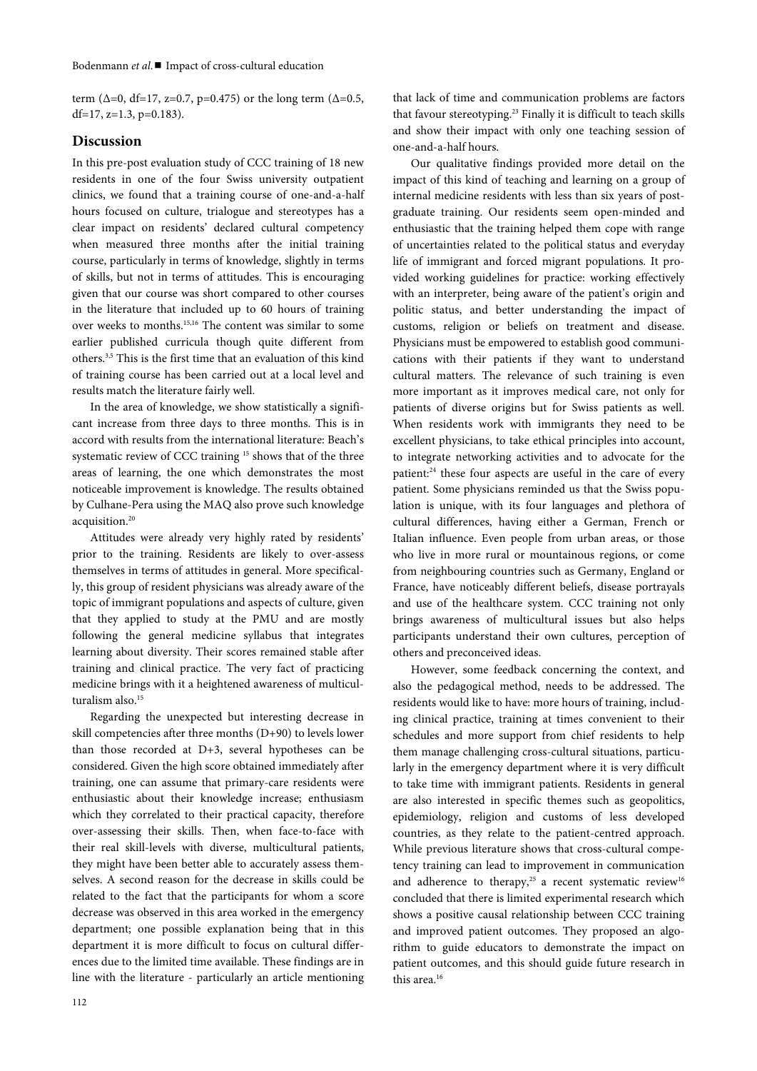term ($\Delta$=0, df=17, z=0.7, p=0.475) or the long term ($\Delta$=0.5, df=17, z=1.3, p=0.183).

## Discussion

In this pre-post evaluation study of CCC training of 18 new residents in one of the four Swiss university outpatient clinics, we found that a training course of one-and-a-half hours focused on culture, trialogue and stereotypes has a clear impact on residents' declared cultural competency when measured three months after the initial training course, particularly in terms of knowledge, slightly in terms of skills, but not in terms of attitudes. This is encouraging given that our course was short compared to other courses in the literature that included up to 60 hours of training over weeks to months.[15,16] The content was similar to some earlier published curricula though quite different from others.[3,5] This is the first time that an evaluation of this kind of training course has been carried out at a local level and results match the literature fairly well.

In the area of knowledge, we show statistically a significant increase from three days to three months. This is in accord with results from the international literature: Beach's systematic review of CCC training [15] shows that of the three areas of learning, the one which demonstrates the most noticeable improvement is knowledge. The results obtained by Culhane-Pera using the MAQ also prove such knowledge acquisition.[20]

Attitudes were already very highly rated by residents' prior to the training. Residents are likely to over-assess themselves in terms of attitudes in general. More specifically, this group of resident physicians was already aware of the topic of immigrant populations and aspects of culture, given that they applied to study at the PMU and are mostly following the general medicine syllabus that integrates learning about diversity. Their scores remained stable after training and clinical practice. The very fact of practicing medicine brings with it a heightened awareness of multiculturalism also.[15]

Regarding the unexpected but interesting decrease in skill competencies after three months (D+90) to levels lower than those recorded at D+3, several hypotheses can be considered. Given the high score obtained immediately after training, one can assume that primary-care residents were enthusiastic about their knowledge increase; enthusiasm which they correlated to their practical capacity, therefore over-assessing their skills. Then, when face-to-face with their real skill-levels with diverse, multicultural patients, they might have been better able to accurately assess themselves. A second reason for the decrease in skills could be related to the fact that the participants for whom a score decrease was observed in this area worked in the emergency department; one possible explanation being that in this department it is more difficult to focus on cultural differences due to the limited time available. These findings are in line with the literature - particularly an article mentioning that lack of time and communication problems are factors that favour stereotyping.[23] Finally it is difficult to teach skills and show their impact with only one teaching session of one-and-a-half hours.

Our qualitative findings provided more detail on the impact of this kind of teaching and learning on a group of internal medicine residents with less than six years of postgraduate training. Our residents seem open-minded and enthusiastic that the training helped them cope with range of uncertainties related to the political status and everyday life of immigrant and forced migrant populations. It provided working guidelines for practice: working effectively with an interpreter, being aware of the patient's origin and politic status, and better understanding the impact of customs, religion or beliefs on treatment and disease. Physicians must be empowered to establish good communications with their patients if they want to understand cultural matters. The relevance of such training is even more important as it improves medical care, not only for patients of diverse origins but for Swiss patients as well. When residents work with immigrants they need to be excellent physicians, to take ethical principles into account, to integrate networking activities and to advocate for the patient:[24] these four aspects are useful in the care of every patient. Some physicians reminded us that the Swiss population is unique, with its four languages and plethora of cultural differences, having either a German, French or Italian influence. Even people from urban areas, or those who live in more rural or mountainous regions, or come from neighbouring countries such as Germany, England or France, have noticeably different beliefs, disease portrayals and use of the healthcare system. CCC training not only brings awareness of multicultural issues but also helps participants understand their own cultures, perception of others and preconceived ideas.

However, some feedback concerning the context, and also the pedagogical method, needs to be addressed. The residents would like to have: more hours of training, including clinical practice, training at times convenient to their schedules and more support from chief residents to help them manage challenging cross-cultural situations, particularly in the emergency department where it is very difficult to take time with immigrant patients. Residents in general are also interested in specific themes such as geopolitics, epidemiology, religion and customs of less developed countries, as they relate to the patient-centred approach. While previous literature shows that cross-cultural competency training can lead to improvement in communication and adherence to therapy,[25] a recent systematic review[16] concluded that there is limited experimental research which shows a positive causal relationship between CCC training and improved patient outcomes. They proposed an algorithm to guide educators to demonstrate the impact on patient outcomes, and this should guide future research in this area.[16]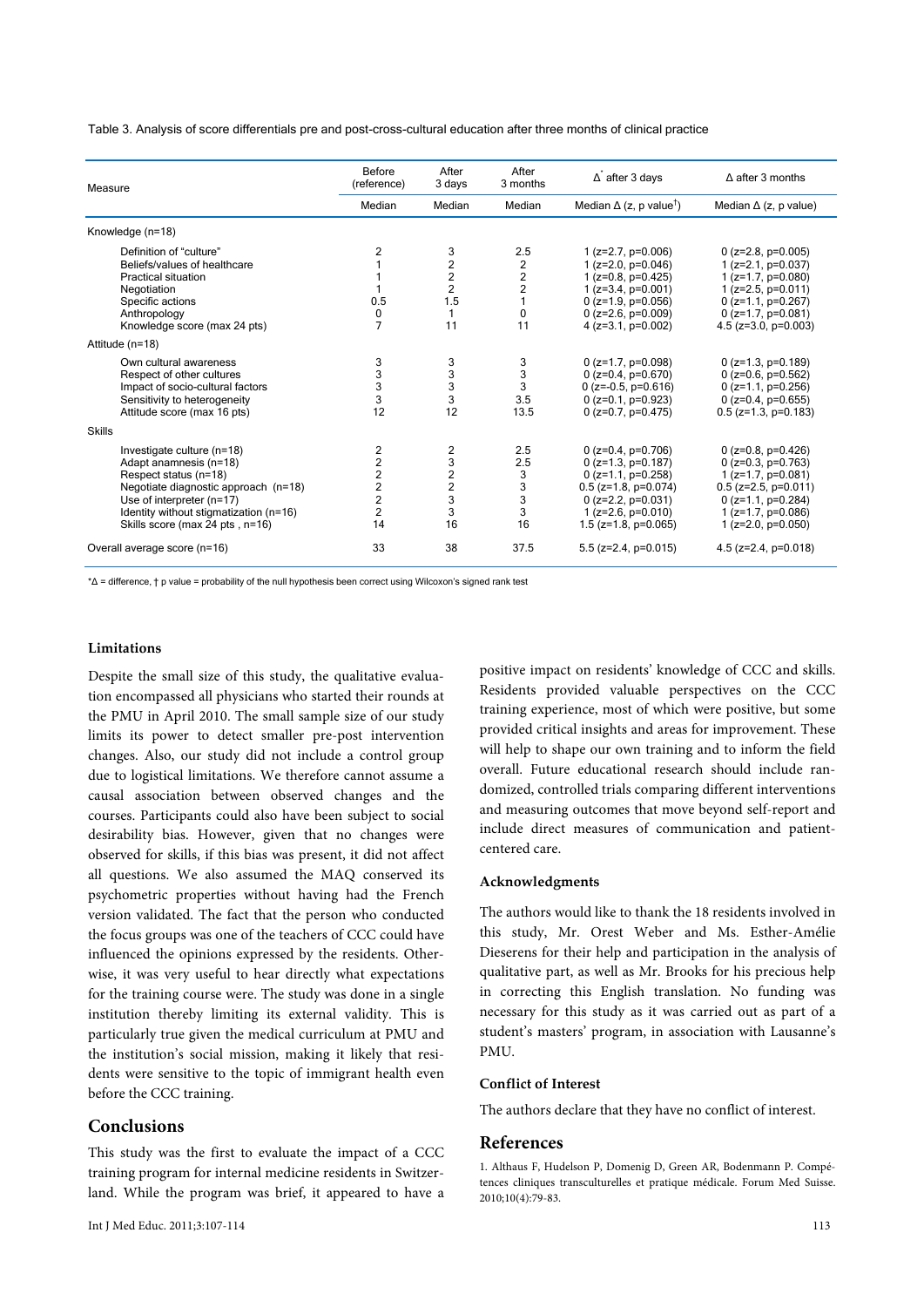Table 3. Analysis of score differentials pre and post-cross-cultural education after three months of clinical practice

| Measure | Before (reference) | After 3 days | After 3 months | Δ* after 3 days | Δ after 3 months |
|---|---|---|---|---|---|
| | Median | Median | Median | Median Δ (z, p value†) | Median Δ (z, p value) |
| Knowledge (n=18) | | | | | |
| Definition of "culture" | 2 | 3 | 2.5 | 1 (z=2.7, p=0.006) | 0 (z=2.8, p=0.005) |
| Beliefs/values of healthcare | 1 | 2 | 2 | 1 (z=2.0, p=0.046) | 1 (z=2.1, p=0.037) |
| Practical situation | 1 | 2 | 2 | 1 (z=0.8, p=0.425) | 1 (z=1.7, p=0.080) |
| Negotiation | 1 | 2 | 2 | 1 (z=3.4, p=0.001) | 1 (z=2.5, p=0.011) |
| Specific actions | 0.5 | 1.5 | 1 | 0 (z=1.9, p=0.056) | 0 (z=1.1, p=0.267) |
| Anthropology | 0 | 1 | 0 | 0 (z=2.6, p=0.009) | 0 (z=1.7, p=0.081) |
| Knowledge score (max 24 pts) | 7 | 11 | 11 | 4 (z=3.1, p=0.002) | 4.5 (z=3.0, p=0.003) |
| Attitude (n=18) | | | | | |
| Own cultural awareness | 3 | 3 | 3 | 0 (z=1.7, p=0.098) | 0 (z=1.3, p=0.189) |
| Respect of other cultures | 3 | 3 | 3 | 0 (z=0.4, p=0.670) | 0 (z=0.6, p=0.562) |
| Impact of socio-cultural factors | 3 | 3 | 3 | 0 (z=-0.5, p=0.616) | 0 (z=1.1, p=0.256) |
| Sensitivity to heterogeneity | 3 | 3 | 3.5 | 0 (z=0.1, p=0.923) | 0 (z=0.4, p=0.655) |
| Attitude score (max 16 pts) | 12 | 12 | 13.5 | 0 (z=0.7, p=0.475) | 0.5 (z=1.3, p=0.183) |
| Skills | | | | | |
| Investigate culture (n=18) | 2 | 2 | 2.5 | 0 (z=0.4, p=0.706) | 0 (z=0.8, p=0.426) |
| Adapt anamnesis (n=18) | 2 | 3 | 2.5 | 0 (z=1.3, p=0.187) | 0 (z=0.3, p=0.763) |
| Respect status (n=18) | 2 | 2 | 3 | 0 (z=1.1, p=0.258) | 1 (z=1.7, p=0.081) |
| Negotiate diagnostic approach (n=18) | 2 | 2 | 3 | 0.5 (z=1.8, p=0.074) | 0.5 (z=2.5, p=0.011) |
| Use of interpreter (n=17) | 2 | 3 | 3 | 0 (z=2.2, p=0.031) | 0 (z=1.1, p=0.284) |
| Identity without stigmatization (n=16) | 2 | 3 | 3 | 1 (z=2.6, p=0.010) | 1 (z=1.7, p=0.086) |
| Skills score (max 24 pts , n=16) | 14 | 16 | 16 | 1.5 (z=1.8, p=0.065) | 1 (z=2.0, p=0.050) |
| Overall average score (n=16) | 33 | 38 | 37.5 | 5.5 (z=2.4, p=0.015) | 4.5 (z=2.4, p=0.018) |

*Δ = difference, † p value = probability of the null hypothesis been correct using Wilcoxon's signed rank test

### Limitations

Despite the small size of this study, the qualitative evaluation encompassed all physicians who started their rounds at the PMU in April 2010. The small sample size of our study limits its power to detect smaller pre-post intervention changes. Also, our study did not include a control group due to logistical limitations. We therefore cannot assume a causal association between observed changes and the courses. Participants could also have been subject to social desirability bias. However, given that no changes were observed for skills, if this bias was present, it did not affect all questions. We also assumed the MAQ conserved its psychometric properties without having had the French version validated. The fact that the person who conducted the focus groups was one of the teachers of CCC could have influenced the opinions expressed by the residents. Otherwise, it was very useful to hear directly what expectations for the training course were. The study was done in a single institution thereby limiting its external validity. This is particularly true given the medical curriculum at PMU and the institution's social mission, making it likely that residents were sensitive to the topic of immigrant health even before the CCC training.

## Conclusions

This study was the first to evaluate the impact of a CCC training program for internal medicine residents in Switzerland. While the program was brief, it appeared to have a positive impact on residents' knowledge of CCC and skills. Residents provided valuable perspectives on the CCC training experience, most of which were positive, but some provided critical insights and areas for improvement. These will help to shape our own training and to inform the field overall. Future educational research should include randomized, controlled trials comparing different interventions and measuring outcomes that move beyond self-report and include direct measures of communication and patient-centered care.

### Acknowledgments

The authors would like to thank the 18 residents involved in this study, Mr. Orest Weber and Ms. Esther-Amélie Dieserens for their help and participation in the analysis of qualitative part, as well as Mr. Brooks for his precious help in correcting this English translation. No funding was necessary for this study as it was carried out as part of a student's masters' program, in association with Lausanne's PMU.

### Conflict of Interest

The authors declare that they have no conflict of interest.

## References

1. Althaus F, Hudelson P, Domenig D, Green AR, Bodenmann P. Compétences cliniques transculturelles et pratique médicale. Forum Med Suisse. 2010;10(4):79-83.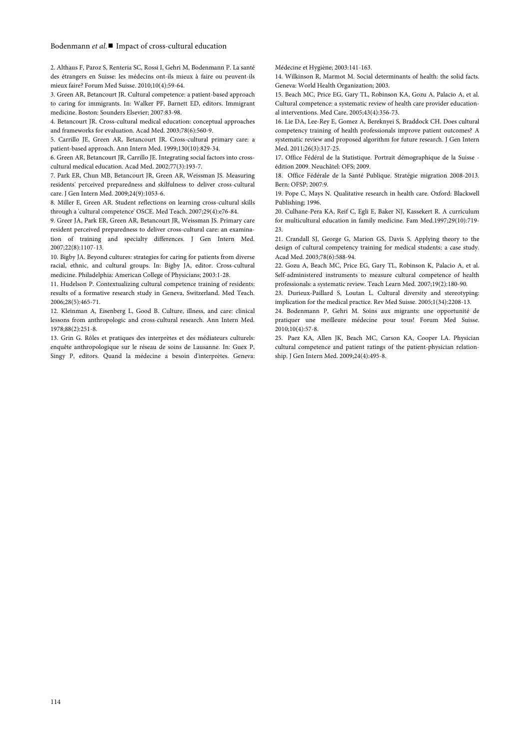2. Althaus F, Paroz S, Renteria SC, Rossi I, Gehri M, Bodenmann P. La santé des étrangers en Suisse: les médecins ont-ils mieux à faire ou peuvent-ils mieux faire? Forum Med Suisse. 2010;10(4):59-64.

3. Green AR, Betancourt JR. Cultural competence: a patient-based approach to caring for immigrants. In: Walker PF, Barnett ED, editors. Immigrant medicine. Boston: Sounders Elsevier; 2007:83-98.

4. Betancourt JR. Cross-cultural medical education: conceptual approaches and frameworks for evaluation. Acad Med. 2003;78(6):560-9.

5. Carrillo JE, Green AR, Betancourt JR. Cross-cultural primary care: a patient-based approach. Ann Intern Med. 1999;130(10):829-34.

6. Green AR, Betancourt JR, Carrillo JE. Integrating social factors into cross-cultural medical education. Acad Med. 2002;77(3):193-7.

7. Park ER, Chun MB, Betancourt JR, Green AR, Weissman JS. Measuring residents' perceived preparedness and skilfulness to deliver cross-cultural care. J Gen Intern Med. 2009;24(9):1053-6.

8. Miller E, Green AR. Student reflections on learning cross-cultural skills through a 'cultural competence' OSCE. Med Teach. 2007;29(4):e76-84.

9. Greer JA, Park ER, Green AR, Betancourt JR, Weissman JS. Primary care resident perceived preparedness to deliver cross-cultural care: an examination of training and specialty differences. J Gen Intern Med. 2007;22(8):1107-13.

10. Bigby JA. Beyond cultures: strategies for caring for patients from diverse racial, ethnic, and cultural groups. In: Bigby JA, editor. Cross-cultural medicine. Philadelphia: American College of Physicians; 2003:1-28.

11. Hudelson P. Contextualizing cultural competence training of residents: results of a formative research study in Geneva, Switzerland. Med Teach. 2006;28(5):465-71.

12. Kleinman A, Eisenberg L, Good B. Culture, illness, and care: clinical lessons from anthropologic and cross-cultural research. Ann Intern Med. 1978;88(2):251-8.

13. Grin G. Rôles et pratiques des interprètes et des médiateurs culturels: enquête anthropologique sur le réseau de soins de Lausanne. In: Guex P, Singy P, editors. Quand la médecine a besoin d'interprètes. Geneva: Médecine et Hygiène; 2003:141-163.

14. Wilkinson R, Marmot M. Social determinants of health: the solid facts. Geneva: World Health Organization; 2003.

15. Beach MC, Price EG, Gary TL, Robinson KA, Gozu A, Palacio A, et al. Cultural competence: a systematic review of health care provider educational interventions. Med Care. 2005;43(4):356-73.

16. Lie DA, Lee-Rey E, Gomez A, Bereknyei S, Braddock CH. Does cultural competency training of health professionals improve patient outcomes? A systematic review and proposed algorithm for future research. J Gen Intern Med. 2011;26(3):317-25.

17. Office Fédéral de la Statistique. Portrait démographique de la Suisse - édition 2009. Neuchâtel: OFS; 2009.

18. Office Fédérale de la Santé Publique. Stratégie migration 2008-2013. Bern: OFSP; 2007:9.

19. Pope C, Mays N. Qualitative research in health care. Oxford: Blackwell Publishing; 1996.

20. Culhane-Pera KA, Reif C, Egli E, Baker NJ, Kassekert R. A curriculum for multicultural education in family medicine. Fam Med.1997;29(10):719-23.

21. Crandall SJ, George G, Marion GS, Davis S. Applying theory to the design of cultural competency training for medical students: a case study. Acad Med. 2003;78(6):588-94.

22. Gozu A, Beach MC, Price EG, Gary TL, Robinson K, Palacio A, et al. Self-administered instruments to measure cultural competence of health professionals: a systematic review. Teach Learn Med. 2007;19(2):180-90.

23. Durieux-Paillard S, Loutan L. Cultural diversity and stereotyping: implication for the medical practice. Rev Med Suisse. 2005;1(34):2208-13.

24. Bodenmann P, Gehri M. Soins aux migrants: une opportunité de pratiquer une meilleure médecine pour tous! Forum Med Suisse. 2010;10(4):57-8.

25. Paez KA, Allen JK, Beach MC, Carson KA, Cooper LA. Physician cultural competence and patient ratings of the patient-physician relationship. J Gen Intern Med. 2009;24(4):495-8.